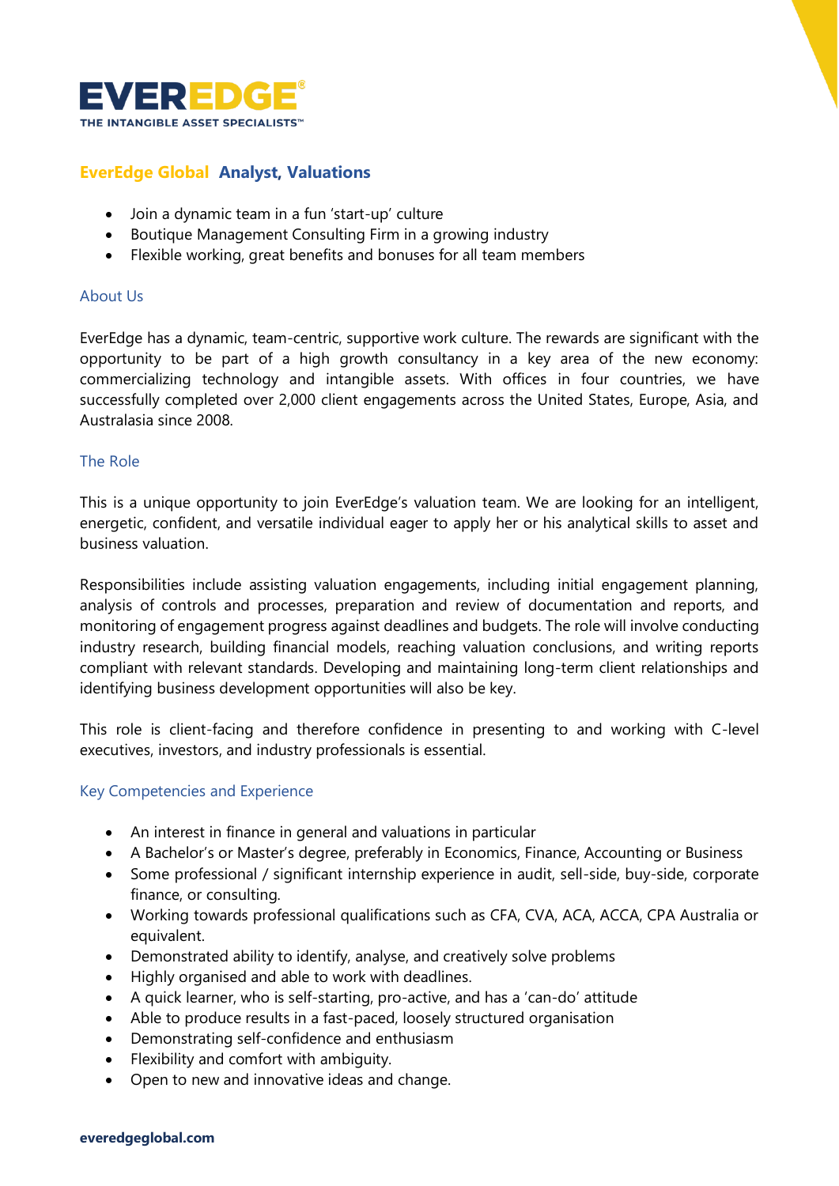# EVEREDGE®

THE INTANGIBLE ASSET SPECIALISTS™

## EverEdge Global Analyst, Valuations

- Join a dynamic team in a fun 'start-up' culture
- Boutique Management Consulting Firm in a growing industry
- Flexible working, great benefits and bonuses for all team members

### About Us

EverEdge has a dynamic, team-centric, supportive work culture. The rewards are significant with the opportunity to be part of a high growth consultancy in a key area of the new economy: commercializing technology and intangible assets. With offices in four countries, we have successfully completed over 2,000 client engagements across the United States, Europe, Asia, and Australasia since 2008.

### The Role

This is a unique opportunity to join EverEdge's valuation team. We are looking for an intelligent, energetic, confident, and versatile individual eager to apply her or his analytical skills to asset and business valuation.

Responsibilities include assisting valuation engagements, including initial engagement planning, analysis of controls and processes, preparation and review of documentation and reports, and monitoring of engagement progress against deadlines and budgets. The role will involve conducting industry research, building financial models, reaching valuation conclusions, and writing reports compliant with relevant standards. Developing and maintaining long-term client relationships and identifying business development opportunities will also be key.

This role is client-facing and therefore confidence in presenting to and working with C-level executives, investors, and industry professionals is essential.

### Key Competencies and Experience

- An interest in finance in general and valuations in particular
- A Bachelor's or Master's degree, preferably in Economics, Finance, Accounting or Business
- Some professional / significant internship experience in audit, sell-side, buy-side, corporate finance, or consulting.
- Working towards professional qualifications such as CFA, CVA, ACA, ACCA, CPA Australia or equivalent.
- Demonstrated ability to identify, analyse, and creatively solve problems
- Highly organised and able to work with deadlines.
- A quick learner, who is self-starting, pro-active, and has a 'can-do' attitude
- Able to produce results in a fast-paced, loosely structured organisation
- Demonstrating self-confidence and enthusiasm
- Flexibility and comfort with ambiguity.
- Open to new and innovative ideas and change.

everedgeglobal.com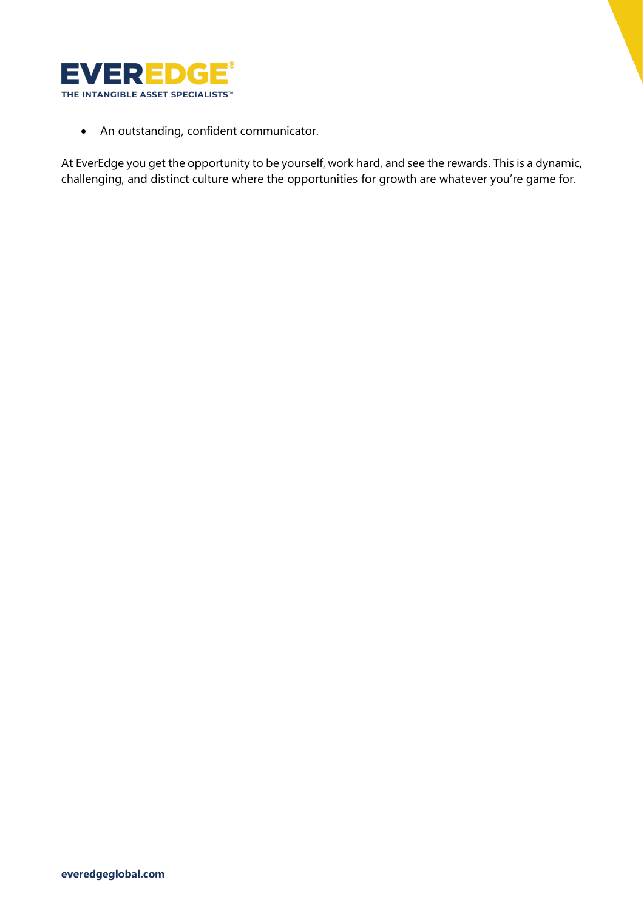- An outstanding, confident communicator.

At EverEdge you get the opportunity to be yourself, work hard, and see the rewards. This is a dynamic, challenging, and distinct culture where the opportunities for growth are whatever you're game for.